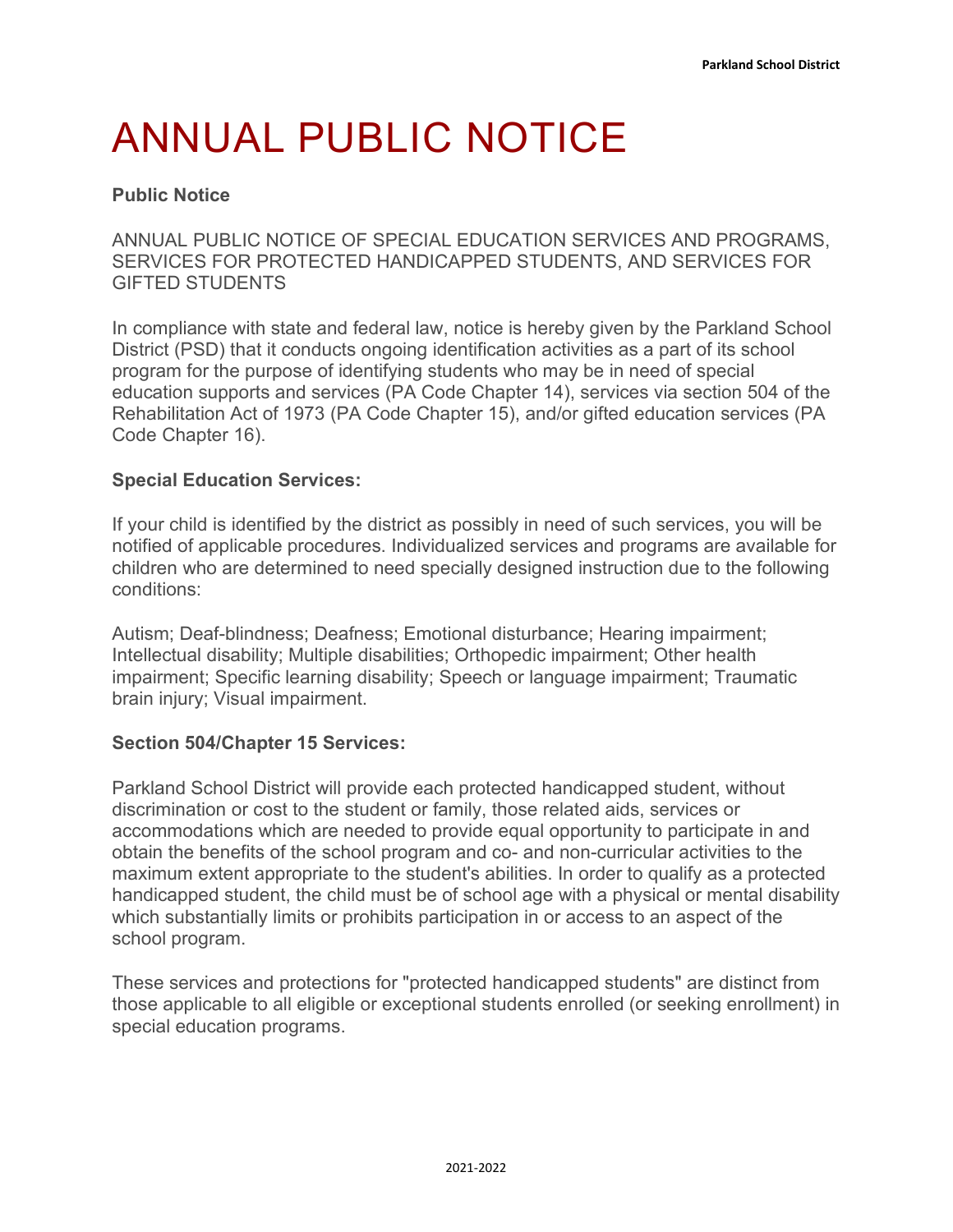# ANNUAL PUBLIC NOTICE

**Public Notice**

ANNUAL PUBLIC NOTICE OF SPECIAL EDUCATION SERVICES AND PROGRAMS, SERVICES FOR PROTECTED HANDICAPPED STUDENTS, AND SERVICES FOR GIFTED STUDENTS

In compliance with state and federal law, notice is hereby given by the Parkland School District (PSD) that it conducts ongoing identification activities as a part of its school program for the purpose of identifying students who may be in need of special education supports and services (PA Code Chapter 14), services via section 504 of the Rehabilitation Act of 1973 (PA Code Chapter 15), and/or gifted education services (PA Code Chapter 16).

**Special Education Services:**

If your child is identified by the district as possibly in need of such services, you will be notified of applicable procedures. Individualized services and programs are available for children who are determined to need specially designed instruction due to the following conditions:

Autism; Deaf-blindness; Deafness; Emotional disturbance; Hearing impairment; Intellectual disability; Multiple disabilities; Orthopedic impairment; Other health impairment; Specific learning disability; Speech or language impairment; Traumatic brain injury; Visual impairment.

**Section 504/Chapter 15 Services:**

Parkland School District will provide each protected handicapped student, without discrimination or cost to the student or family, those related aids, services or accommodations which are needed to provide equal opportunity to participate in and obtain the benefits of the school program and co- and non-curricular activities to the maximum extent appropriate to the student's abilities. In order to qualify as a protected handicapped student, the child must be of school age with a physical or mental disability which substantially limits or prohibits participation in or access to an aspect of the school program.

These services and protections for "protected handicapped students" are distinct from those applicable to all eligible or exceptional students enrolled (or seeking enrollment) in special education programs.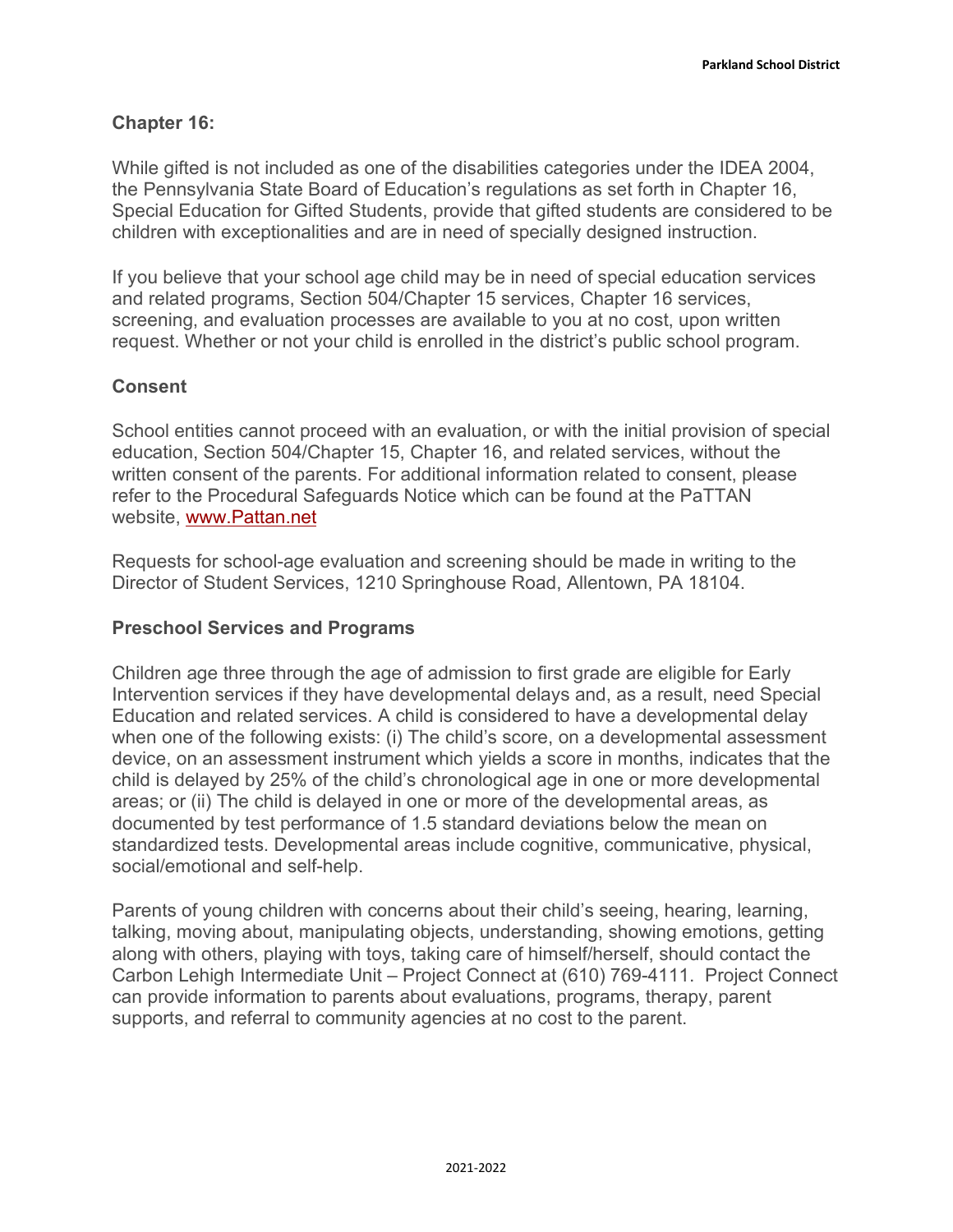## Chapter 16:

While gifted is not included as one of the disabilities categories under the IDEA 2004, the Pennsylvania State Board of Education's regulations as set forth in Chapter 16, Special Education for Gifted Students, provide that gifted students are considered to be children with exceptionalities and are in need of specially designed instruction.

If you believe that your school age child may be in need of special education services and related programs, Section 504/Chapter 15 services, Chapter 16 services, screening, and evaluation processes are available to you at no cost, upon written request. Whether or not your child is enrolled in the district's public school program.

## Consent

School entities cannot proceed with an evaluation, or with the initial provision of special education, Section 504/Chapter 15, Chapter 16, and related services, without the written consent of the parents. For additional information related to consent, please refer to the Procedural Safeguards Notice which can be found at the PaTTAN website, www.Pattan.net

Requests for school-age evaluation and screening should be made in writing to the Director of Student Services, 1210 Springhouse Road, Allentown, PA 18104.

## Preschool Services and Programs

Children age three through the age of admission to first grade are eligible for Early Intervention services if they have developmental delays and, as a result, need Special Education and related services. A child is considered to have a developmental delay when one of the following exists: (i) The child's score, on a developmental assessment device, on an assessment instrument which yields a score in months, indicates that the child is delayed by 25% of the child's chronological age in one or more developmental areas; or (ii) The child is delayed in one or more of the developmental areas, as documented by test performance of 1.5 standard deviations below the mean on standardized tests. Developmental areas include cognitive, communicative, physical, social/emotional and self-help.

Parents of young children with concerns about their child's seeing, hearing, learning, talking, moving about, manipulating objects, understanding, showing emotions, getting along with others, playing with toys, taking care of himself/herself, should contact the Carbon Lehigh Intermediate Unit – Project Connect at (610) 769-4111. Project Connect can provide information to parents about evaluations, programs, therapy, parent supports, and referral to community agencies at no cost to the parent.